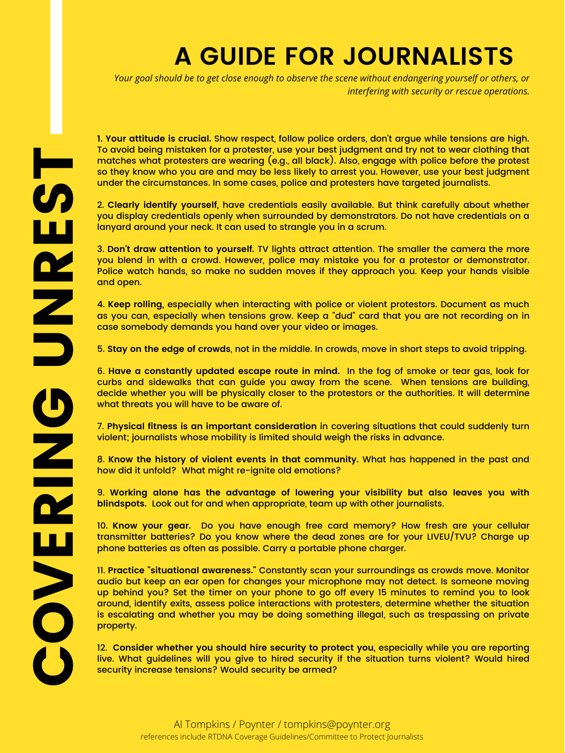# COVERING UNREST

## A GUIDE FOR JOURNALISTS

*Your goal should be to get close enough to observe the scene without endangering yourself or others, or interfering with security or rescue operations.*

1. **Your attitude is crucial.** Show respect, follow police orders, don't argue while tensions are high. To avoid being mistaken for a protester, use your best judgment and try not to wear clothing that matches what protesters are wearing (e.g., all black). Also, engage with police before the protest so they know who you are and may be less likely to arrest you. However, use your best judgment under the circumstances. In some cases, police and protesters have targeted journalists.

2. **Clearly identify yourself,** have credentials easily available. But think carefully about whether you display credentials openly when surrounded by demonstrators. Do not have credentials on a lanyard around your neck. It can used to strangle you in a scrum.

3. **Don't draw attention to yourself.** TV lights attract attention. The smaller the camera the more you blend in with a crowd. However, police may mistake you for a protestor or demonstrator. Police watch hands, so make no sudden moves if they approach you. Keep your hands visible and open.

4. **Keep rolling,** especially when interacting with police or violent protestors. Document as much as you can, especially when tensions grow. Keep a "dud" card that you are not recording on in case somebody demands you hand over your video or images.

5. **Stay on the edge of crowds**, not in the middle. In crowds, move in short steps to avoid tripping.

6. **Have a constantly updated escape route in mind.** In the fog of smoke or tear gas, look for curbs and sidewalks that can guide you away from the scene. When tensions are building, decide whether you will be physically closer to the protestors or the authorities. It will determine what threats you will have to be aware of.

7. **Physical fitness is an important consideration** in covering situations that could suddenly turn violent; journalists whose mobility is limited should weigh the risks in advance.

8. **Know the history of violent events in that community.** What has happened in the past and how did it unfold? What might re-ignite old emotions?

9. **Working alone has the advantage of lowering your visibility but also leaves you with blindspots.** Look out for and when appropriate, team up with other journalists.

10. **Know your gear.** Do you have enough free card memory? How fresh are your cellular transmitter batteries? Do you know where the dead zones are for your LIVEU/TVU? Charge up phone batteries as often as possible. Carry a portable phone charger.

11. **Practice "situational awareness."** Constantly scan your surroundings as crowds move. Monitor audio but keep an ear open for changes your microphone may not detect. Is someone moving up behind you? Set the timer on your phone to go off every 15 minutes to remind you to look around, identify exits, assess police interactions with protesters, determine whether the situation is escalating and whether you may be doing something illegal, such as trespassing on private property.

12. **Consider whether you should hire security to protect you,** especially while you are reporting live. What guidelines will you give to hired security if the situation turns violent? Would hired security increase tensions? Would security be armed?

Al Tompkins / Poynter / tompkins@poynter.org

references include RTDNA Coverage Guidelines/Committee to Protect Journalists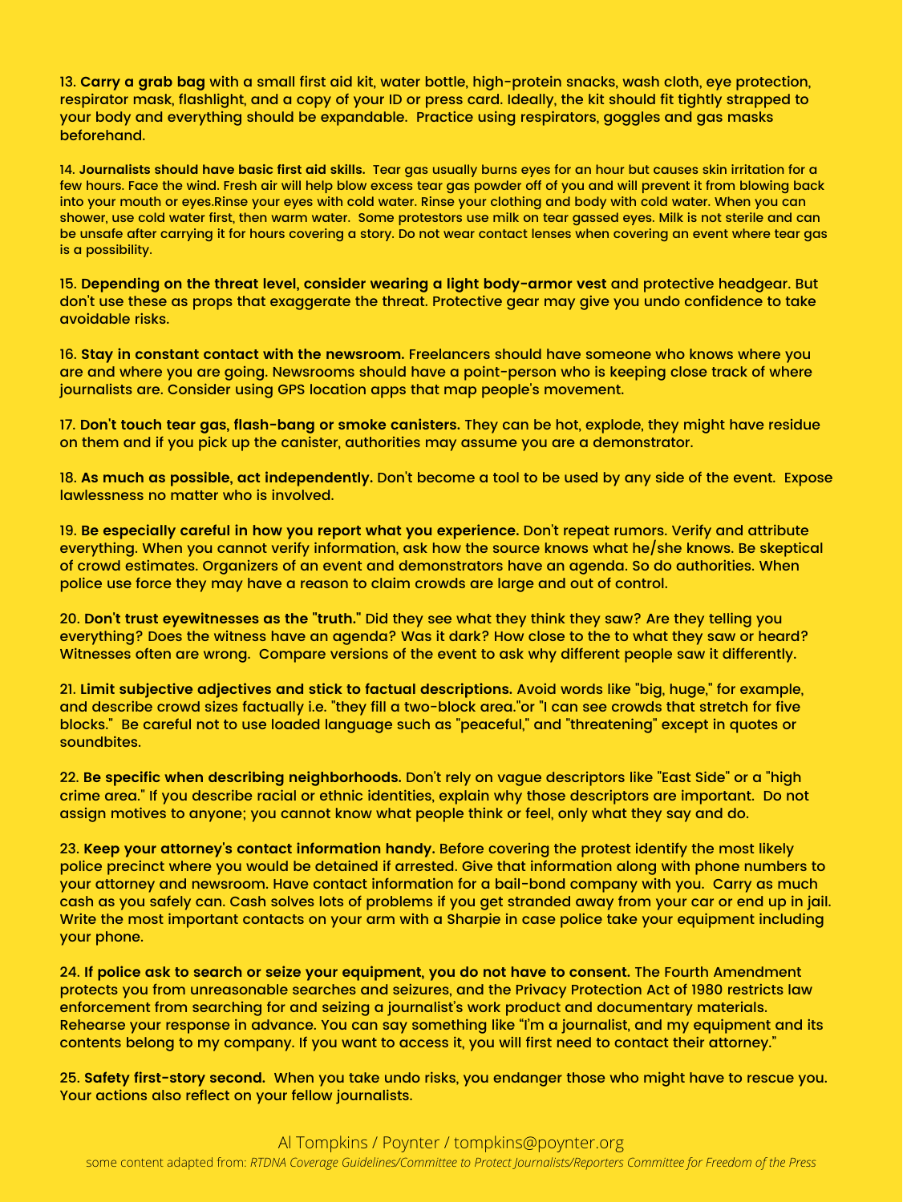13. **Carry a grab bag** with a small first aid kit, water bottle, high-protein snacks, wash cloth, eye protection, respirator mask, flashlight, and a copy of your ID or press card. Ideally, the kit should fit tightly strapped to your body and everything should be expandable. Practice using respirators, goggles and gas masks beforehand.

14. **Journalists should have basic first aid skills.** Tear gas usually burns eyes for an hour but causes skin irritation for a few hours. Face the wind. Fresh air will help blow excess tear gas powder off of you and will prevent it from blowing back into your mouth or eyes.Rinse your eyes with cold water. Rinse your clothing and body with cold water. When you can shower, use cold water first, then warm water. Some protestors use milk on tear gassed eyes. Milk is not sterile and can be unsafe after carrying it for hours covering a story. Do not wear contact lenses when covering an event where tear gas is a possibility.

15. **Depending on the threat level, consider wearing a light body-armor vest** and protective headgear. But don't use these as props that exaggerate the threat. Protective gear may give you undo confidence to take avoidable risks.

16. **Stay in constant contact with the newsroom.** Freelancers should have someone who knows where you are and where you are going. Newsrooms should have a point-person who is keeping close track of where journalists are. Consider using GPS location apps that map people's movement.

17. **Don't touch tear gas, flash-bang or smoke canisters.** They can be hot, explode, they might have residue on them and if you pick up the canister, authorities may assume you are a demonstrator.

18. **As much as possible, act independently.** Don't become a tool to be used by any side of the event. Expose lawlessness no matter who is involved.

19. **Be especially careful in how you report what you experience.** Don't repeat rumors. Verify and attribute everything. When you cannot verify information, ask how the source knows what he/she knows. Be skeptical of crowd estimates. Organizers of an event and demonstrators have an agenda. So do authorities. When police use force they may have a reason to claim crowds are large and out of control.

20. **Don't trust eyewitnesses as the "truth."** Did they see what they think they saw? Are they telling you everything? Does the witness have an agenda? Was it dark? How close to the to what they saw or heard? Witnesses often are wrong. Compare versions of the event to ask why different people saw it differently.

21. **Limit subjective adjectives and stick to factual descriptions.** Avoid words like "big, huge," for example, and describe crowd sizes factually i.e. "they fill a two-block area."or "I can see crowds that stretch for five blocks." Be careful not to use loaded language such as "peaceful," and "threatening" except in quotes or soundbites.

22. **Be specific when describing neighborhoods.** Don't rely on vague descriptors like "East Side" or a "high crime area." If you describe racial or ethnic identities, explain why those descriptors are important. Do not assign motives to anyone; you cannot know what people think or feel, only what they say and do.

23. **Keep your attorney's contact information handy.** Before covering the protest identify the most likely police precinct where you would be detained if arrested. Give that information along with phone numbers to your attorney and newsroom. Have contact information for a bail-bond company with you. Carry as much cash as you safely can. Cash solves lots of problems if you get stranded away from your car or end up in jail. Write the most important contacts on your arm with a Sharpie in case police take your equipment including your phone.

24. **If police ask to search or seize your equipment, you do not have to consent.** The Fourth Amendment protects you from unreasonable searches and seizures, and the Privacy Protection Act of 1980 restricts law enforcement from searching for and seizing a journalist's work product and documentary materials. Rehearse your response in advance. You can say something like "I'm a journalist, and my equipment and its contents belong to my company. If you want to access it, you will first need to contact their attorney."

25. **Safety first-story second.** When you take undo risks, you endanger those who might have to rescue you. Your actions also reflect on your fellow journalists.

Al Tompkins / Poynter / tompkins@poynter.org

some content adapted from: *RTDNA Coverage Guidelines/Committee to Protect Journalists/Reporters Committee for Freedom of the Press*